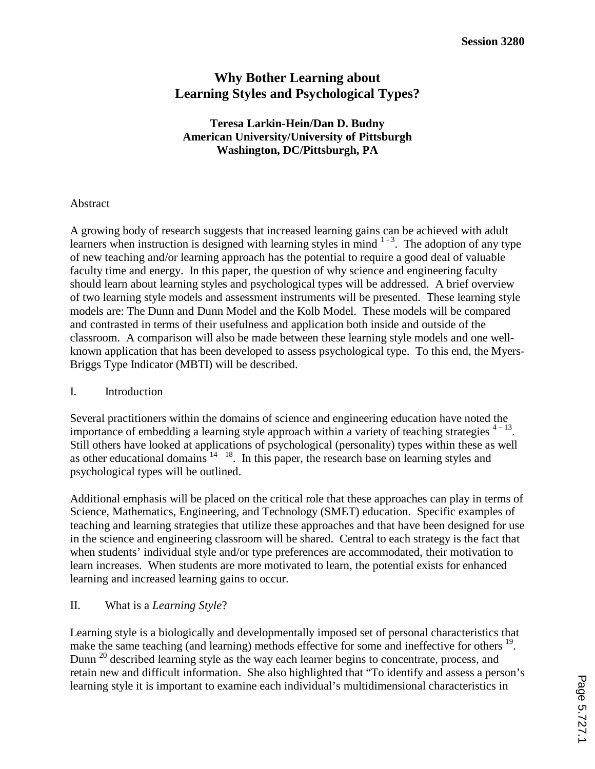Session 3280

# Why Bother Learning about Learning Styles and Psychological Types?

**Teresa Larkin-Hein/Dan D. Budny**
**American University/University of Pittsburgh**
**Washington, DC/Pittsburgh, PA**

## Abstract

A growing body of research suggests that increased learning gains can be achieved with adult learners when instruction is designed with learning styles in mind [1 - 3]. The adoption of any type of new teaching and/or learning approach has the potential to require a good deal of valuable faculty time and energy. In this paper, the question of why science and engineering faculty should learn about learning styles and psychological types will be addressed. A brief overview of two learning style models and assessment instruments will be presented. These learning style models are: The Dunn and Dunn Model and the Kolb Model. These models will be compared and contrasted in terms of their usefulness and application both inside and outside of the classroom. A comparison will also be made between these learning style models and one well-known application that has been developed to assess psychological type. To this end, the Myers-Briggs Type Indicator (MBTI) will be described.

## I. Introduction

Several practitioners within the domains of science and engineering education have noted the importance of embedding a learning style approach within a variety of teaching strategies [4 – 13]. Still others have looked at applications of psychological (personality) types within these as well as other educational domains [14 – 18]. In this paper, the research base on learning styles and psychological types will be outlined.

Additional emphasis will be placed on the critical role that these approaches can play in terms of Science, Mathematics, Engineering, and Technology (SMET) education. Specific examples of teaching and learning strategies that utilize these approaches and that have been designed for use in the science and engineering classroom will be shared. Central to each strategy is the fact that when students' individual style and/or type preferences are accommodated, their motivation to learn increases. When students are more motivated to learn, the potential exists for enhanced learning and increased learning gains to occur.

## II. What is a *Learning Style*?

Learning style is a biologically and developmentally imposed set of personal characteristics that make the same teaching (and learning) methods effective for some and ineffective for others [19]. Dunn [20] described learning style as the way each learner begins to concentrate, process, and retain new and difficult information. She also highlighted that "To identify and assess a person's learning style it is important to examine each individual's multidimensional characteristics in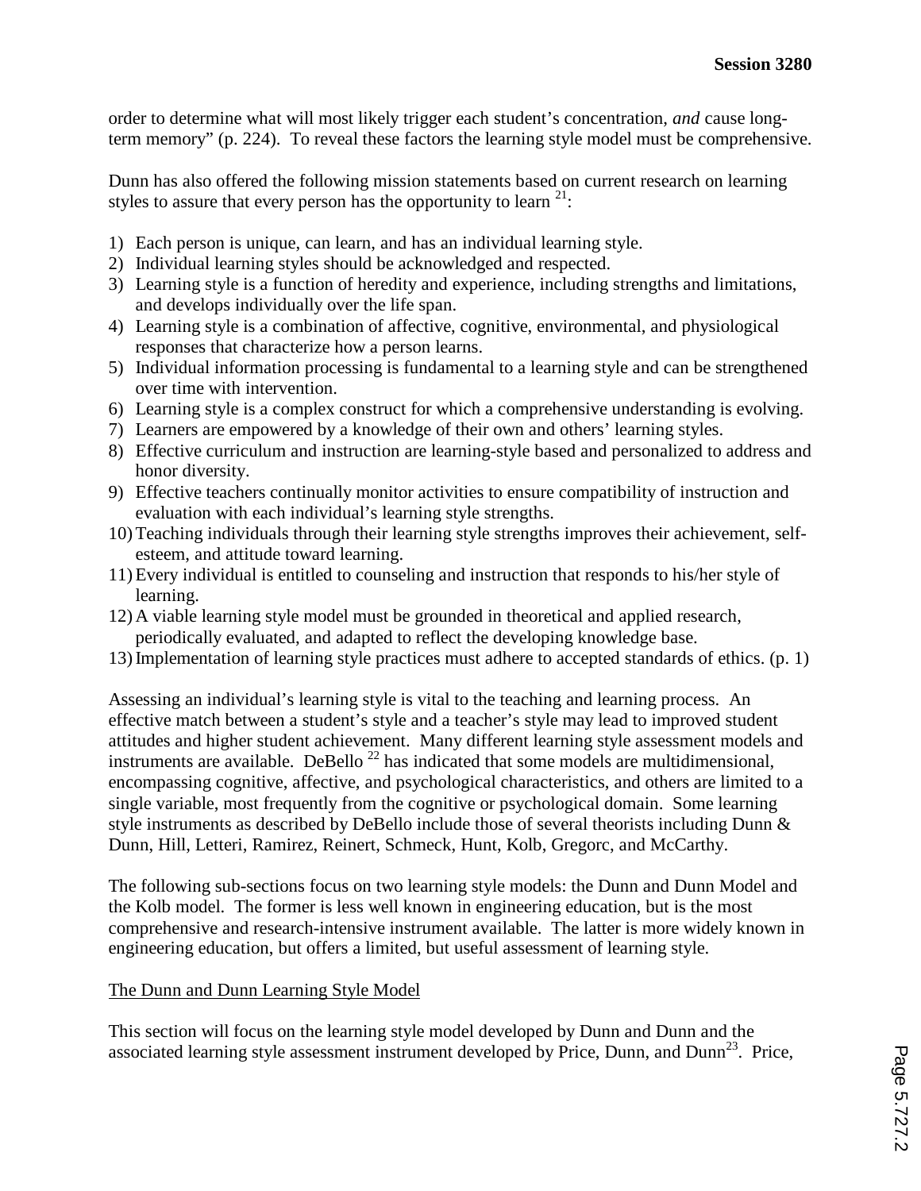order to determine what will most likely trigger each student's concentration, *and* cause long-term memory" (p. 224). To reveal these factors the learning style model must be comprehensive.

Dunn has also offered the following mission statements based on current research on learning styles to assure that every person has the opportunity to learn [21]:

1) Each person is unique, can learn, and has an individual learning style.
2) Individual learning styles should be acknowledged and respected.
3) Learning style is a function of heredity and experience, including strengths and limitations, and develops individually over the life span.
4) Learning style is a combination of affective, cognitive, environmental, and physiological responses that characterize how a person learns.
5) Individual information processing is fundamental to a learning style and can be strengthened over time with intervention.
6) Learning style is a complex construct for which a comprehensive understanding is evolving.
7) Learners are empowered by a knowledge of their own and others' learning styles.
8) Effective curriculum and instruction are learning-style based and personalized to address and honor diversity.
9) Effective teachers continually monitor activities to ensure compatibility of instruction and evaluation with each individual's learning style strengths.
10) Teaching individuals through their learning style strengths improves their achievement, self-esteem, and attitude toward learning.
11) Every individual is entitled to counseling and instruction that responds to his/her style of learning.
12) A viable learning style model must be grounded in theoretical and applied research, periodically evaluated, and adapted to reflect the developing knowledge base.
13) Implementation of learning style practices must adhere to accepted standards of ethics. (p. 1)

Assessing an individual's learning style is vital to the teaching and learning process. An effective match between a student's style and a teacher's style may lead to improved student attitudes and higher student achievement. Many different learning style assessment models and instruments are available. DeBello [22] has indicated that some models are multidimensional, encompassing cognitive, affective, and psychological characteristics, and others are limited to a single variable, most frequently from the cognitive or psychological domain. Some learning style instruments as described by DeBello include those of several theorists including Dunn & Dunn, Hill, Letteri, Ramirez, Reinert, Schmeck, Hunt, Kolb, Gregorc, and McCarthy.

The following sub-sections focus on two learning style models: the Dunn and Dunn Model and the Kolb model. The former is less well known in engineering education, but is the most comprehensive and research-intensive instrument available. The latter is more widely known in engineering education, but offers a limited, but useful assessment of learning style.

### The Dunn and Dunn Learning Style Model

This section will focus on the learning style model developed by Dunn and Dunn and the associated learning style assessment instrument developed by Price, Dunn, and Dunn[23]. Price,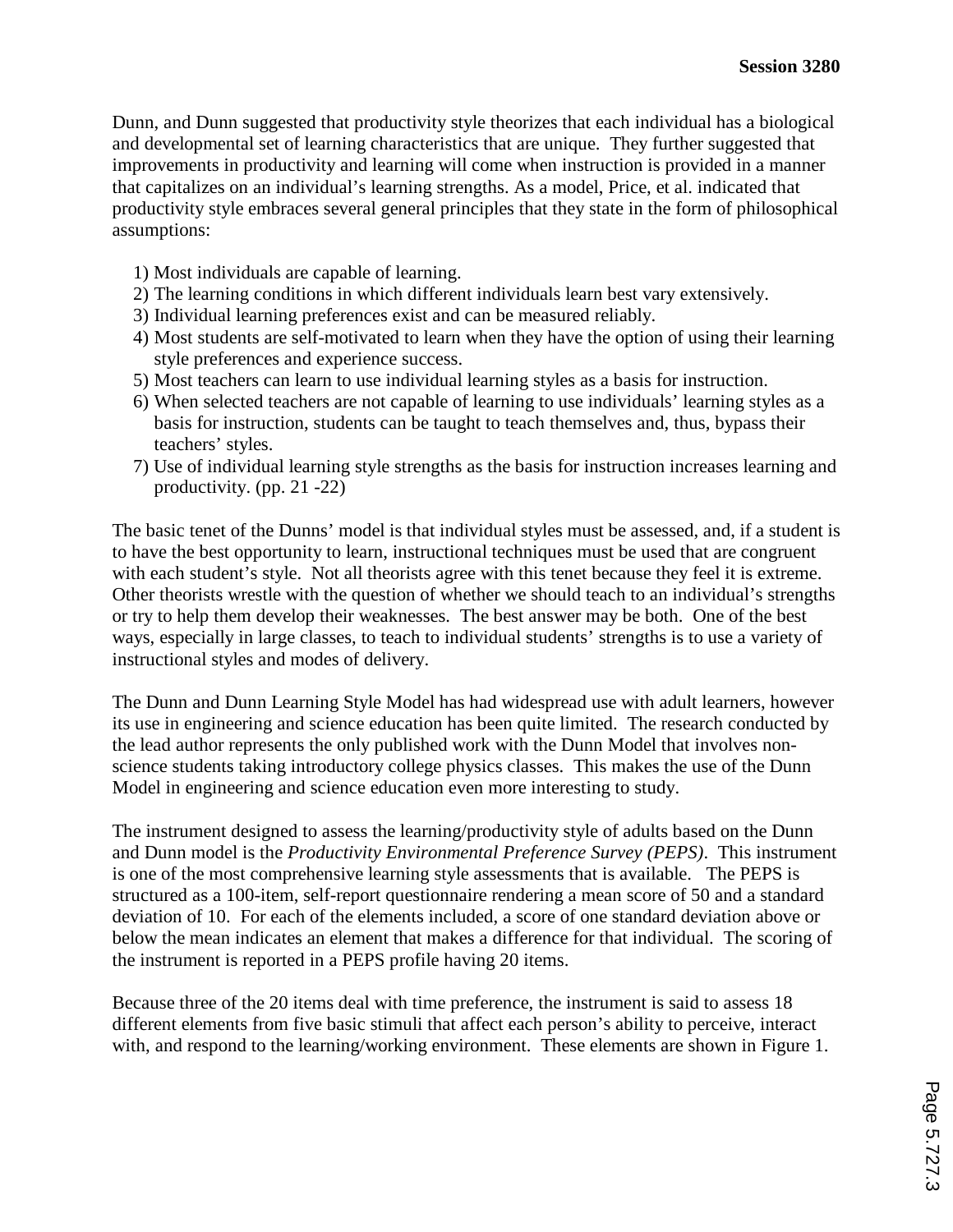Dunn, and Dunn suggested that productivity style theorizes that each individual has a biological and developmental set of learning characteristics that are unique. They further suggested that improvements in productivity and learning will come when instruction is provided in a manner that capitalizes on an individual's learning strengths. As a model, Price, et al. indicated that productivity style embraces several general principles that they state in the form of philosophical assumptions:

1) Most individuals are capable of learning.
2) The learning conditions in which different individuals learn best vary extensively.
3) Individual learning preferences exist and can be measured reliably.
4) Most students are self-motivated to learn when they have the option of using their learning style preferences and experience success.
5) Most teachers can learn to use individual learning styles as a basis for instruction.
6) When selected teachers are not capable of learning to use individuals' learning styles as a basis for instruction, students can be taught to teach themselves and, thus, bypass their teachers' styles.
7) Use of individual learning style strengths as the basis for instruction increases learning and productivity. (pp. 21 -22)

The basic tenet of the Dunns' model is that individual styles must be assessed, and, if a student is to have the best opportunity to learn, instructional techniques must be used that are congruent with each student's style. Not all theorists agree with this tenet because they feel it is extreme. Other theorists wrestle with the question of whether we should teach to an individual's strengths or try to help them develop their weaknesses. The best answer may be both. One of the best ways, especially in large classes, to teach to individual students' strengths is to use a variety of instructional styles and modes of delivery.

The Dunn and Dunn Learning Style Model has had widespread use with adult learners, however its use in engineering and science education has been quite limited. The research conducted by the lead author represents the only published work with the Dunn Model that involves non-science students taking introductory college physics classes. This makes the use of the Dunn Model in engineering and science education even more interesting to study.

The instrument designed to assess the learning/productivity style of adults based on the Dunn and Dunn model is the *Productivity Environmental Preference Survey (PEPS)*. This instrument is one of the most comprehensive learning style assessments that is available. The PEPS is structured as a 100-item, self-report questionnaire rendering a mean score of 50 and a standard deviation of 10. For each of the elements included, a score of one standard deviation above or below the mean indicates an element that makes a difference for that individual. The scoring of the instrument is reported in a PEPS profile having 20 items.

Because three of the 20 items deal with time preference, the instrument is said to assess 18 different elements from five basic stimuli that affect each person's ability to perceive, interact with, and respond to the learning/working environment. These elements are shown in Figure 1.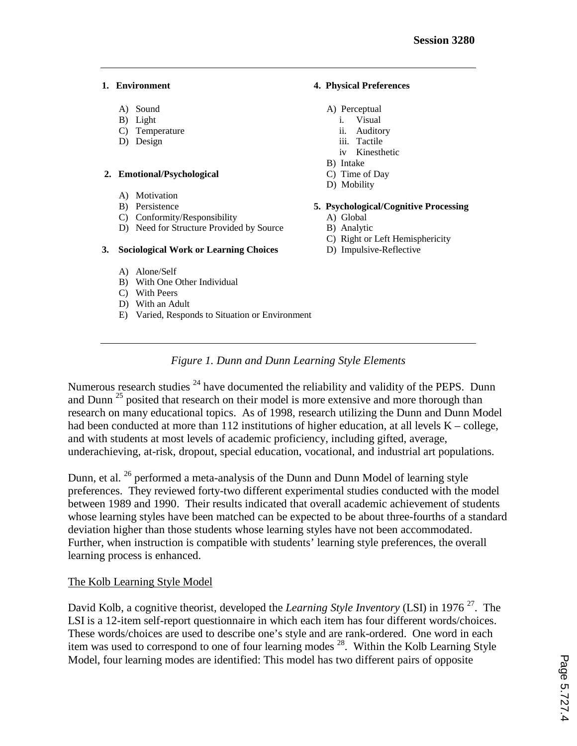**1. Environment**

A) Sound
B) Light
C) Temperature
D) Design

**2. Emotional/Psychological**

A) Motivation
B) Persistence
C) Conformity/Responsibility
D) Need for Structure Provided by Source

**3. Sociological Work or Learning Choices**

A) Alone/Self
B) With One Other Individual
C) With Peers
D) With an Adult
E) Varied, Responds to Situation or Environment

**4. Physical Preferences**

A) Perceptual
   i. Visual
   ii. Auditory
   iii. Tactile
   iv Kinesthetic
B) Intake
C) Time of Day
D) Mobility

**5. Psychological/Cognitive Processing**

A) Global
B) Analytic
C) Right or Left Hemisphericity
D) Impulsive-Reflective

*Figure 1. Dunn and Dunn Learning Style Elements*

Numerous research studies [24] have documented the reliability and validity of the PEPS. Dunn and Dunn [25] posited that research on their model is more extensive and more thorough than research on many educational topics. As of 1998, research utilizing the Dunn and Dunn Model had been conducted at more than 112 institutions of higher education, at all levels K – college, and with students at most levels of academic proficiency, including gifted, average, underachieving, at-risk, dropout, special education, vocational, and industrial art populations.

Dunn, et al. [26] performed a meta-analysis of the Dunn and Dunn Model of learning style preferences. They reviewed forty-two different experimental studies conducted with the model between 1989 and 1990. Their results indicated that overall academic achievement of students whose learning styles have been matched can be expected to be about three-fourths of a standard deviation higher than those students whose learning styles have not been accommodated. Further, when instruction is compatible with students' learning style preferences, the overall learning process is enhanced.

The Kolb Learning Style Model

David Kolb, a cognitive theorist, developed the *Learning Style Inventory* (LSI) in 1976 [27]. The LSI is a 12-item self-report questionnaire in which each item has four different words/choices. These words/choices are used to describe one's style and are rank-ordered. One word in each item was used to correspond to one of four learning modes [28]. Within the Kolb Learning Style Model, four learning modes are identified: This model has two different pairs of opposite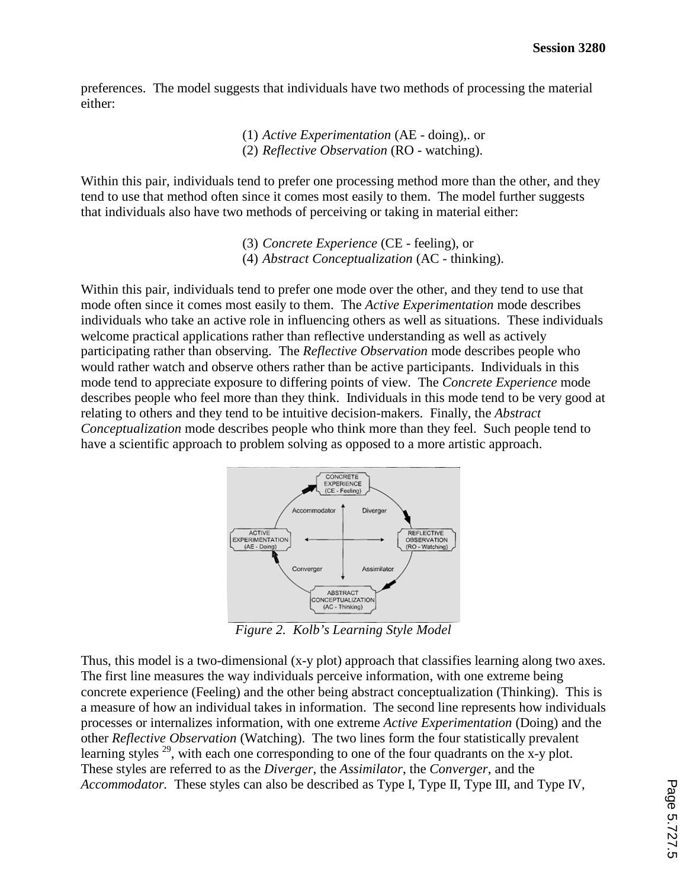preferences. The model suggests that individuals have two methods of processing the material either:

(1) *Active Experimentation* (AE - doing),. or
(2) *Reflective Observation* (RO - watching).

Within this pair, individuals tend to prefer one processing method more than the other, and they tend to use that method often since it comes most easily to them. The model further suggests that individuals also have two methods of perceiving or taking in material either:

(3) *Concrete Experience* (CE - feeling), or
(4) *Abstract Conceptualization* (AC - thinking).

Within this pair, individuals tend to prefer one mode over the other, and they tend to use that mode often since it comes most easily to them. The *Active Experimentation* mode describes individuals who take an active role in influencing others as well as situations. These individuals welcome practical applications rather than reflective understanding as well as actively participating rather than observing. The *Reflective Observation* mode describes people who would rather watch and observe others rather than be active participants. Individuals in this mode tend to appreciate exposure to differing points of view. The *Concrete Experience* mode describes people who feel more than they think. Individuals in this mode tend to be very good at relating to others and they tend to be intuitive decision-makers. Finally, the *Abstract Conceptualization* mode describes people who think more than they feel. Such people tend to have a scientific approach to problem solving as opposed to a more artistic approach.

*Figure 2. Kolb's Learning Style Model*

Thus, this model is a two-dimensional (x-y plot) approach that classifies learning along two axes. The first line measures the way individuals perceive information, with one extreme being concrete experience (Feeling) and the other being abstract conceptualization (Thinking). This is a measure of how an individual takes in information. The second line represents how individuals processes or internalizes information, with one extreme *Active Experimentation* (Doing) and the other *Reflective Observation* (Watching). The two lines form the four statistically prevalent learning styles [29], with each one corresponding to one of the four quadrants on the x-y plot. These styles are referred to as the *Diverger*, the *Assimilator*, the *Converger*, and the *Accommodator.* These styles can also be described as Type I, Type II, Type III, and Type IV,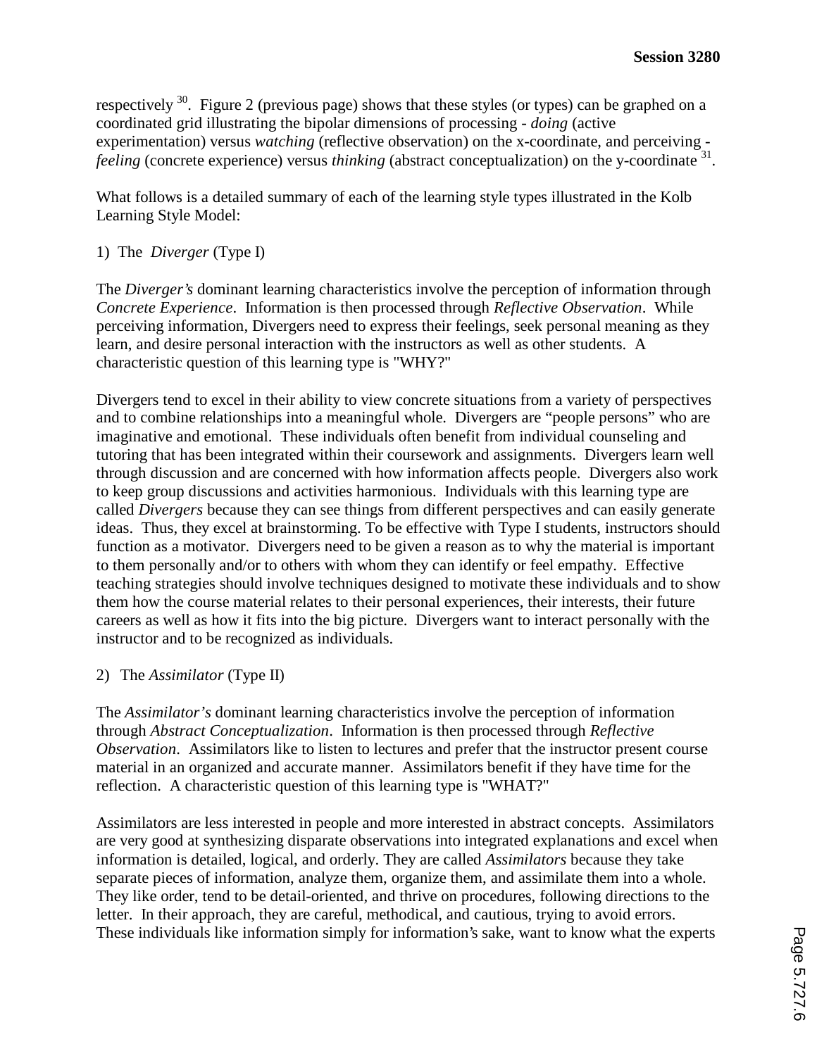respectively [30]. Figure 2 (previous page) shows that these styles (or types) can be graphed on a coordinated grid illustrating the bipolar dimensions of processing - *doing* (active experimentation) versus *watching* (reflective observation) on the x-coordinate, and perceiving - *feeling* (concrete experience) versus *thinking* (abstract conceptualization) on the y-coordinate [31].

What follows is a detailed summary of each of the learning style types illustrated in the Kolb Learning Style Model:

1) The *Diverger* (Type I)

The *Diverger's* dominant learning characteristics involve the perception of information through *Concrete Experience*. Information is then processed through *Reflective Observation*. While perceiving information, Divergers need to express their feelings, seek personal meaning as they learn, and desire personal interaction with the instructors as well as other students. A characteristic question of this learning type is "WHY?"

Divergers tend to excel in their ability to view concrete situations from a variety of perspectives and to combine relationships into a meaningful whole. Divergers are "people persons" who are imaginative and emotional. These individuals often benefit from individual counseling and tutoring that has been integrated within their coursework and assignments. Divergers learn well through discussion and are concerned with how information affects people. Divergers also work to keep group discussions and activities harmonious. Individuals with this learning type are called *Divergers* because they can see things from different perspectives and can easily generate ideas. Thus, they excel at brainstorming. To be effective with Type I students, instructors should function as a motivator. Divergers need to be given a reason as to why the material is important to them personally and/or to others with whom they can identify or feel empathy. Effective teaching strategies should involve techniques designed to motivate these individuals and to show them how the course material relates to their personal experiences, their interests, their future careers as well as how it fits into the big picture. Divergers want to interact personally with the instructor and to be recognized as individuals.

2) The *Assimilator* (Type II)

The *Assimilator's* dominant learning characteristics involve the perception of information through *Abstract Conceptualization*. Information is then processed through *Reflective Observation*. Assimilators like to listen to lectures and prefer that the instructor present course material in an organized and accurate manner. Assimilators benefit if they have time for the reflection. A characteristic question of this learning type is "WHAT?"

Assimilators are less interested in people and more interested in abstract concepts. Assimilators are very good at synthesizing disparate observations into integrated explanations and excel when information is detailed, logical, and orderly. They are called *Assimilators* because they take separate pieces of information, analyze them, organize them, and assimilate them into a whole. They like order, tend to be detail-oriented, and thrive on procedures, following directions to the letter. In their approach, they are careful, methodical, and cautious, trying to avoid errors. These individuals like information simply for information's sake, want to know what the experts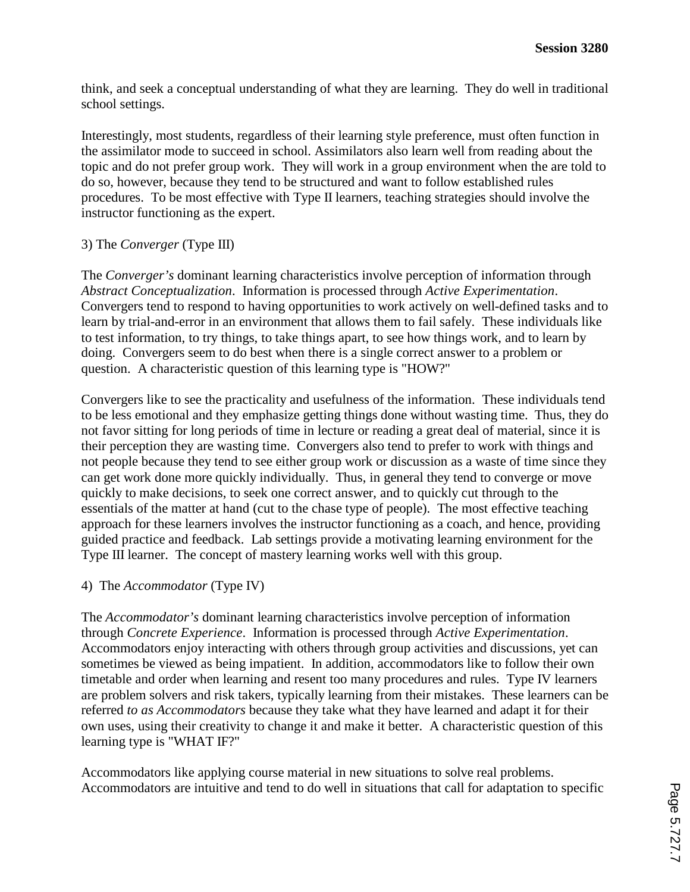think, and seek a conceptual understanding of what they are learning. They do well in traditional school settings.

Interestingly, most students, regardless of their learning style preference, must often function in the assimilator mode to succeed in school. Assimilators also learn well from reading about the topic and do not prefer group work. They will work in a group environment when the are told to do so, however, because they tend to be structured and want to follow established rules procedures. To be most effective with Type II learners, teaching strategies should involve the instructor functioning as the expert.

3) The *Converger* (Type III)

The *Converger's* dominant learning characteristics involve perception of information through *Abstract Conceptualization*. Information is processed through *Active Experimentation*. Convergers tend to respond to having opportunities to work actively on well-defined tasks and to learn by trial-and-error in an environment that allows them to fail safely. These individuals like to test information, to try things, to take things apart, to see how things work, and to learn by doing. Convergers seem to do best when there is a single correct answer to a problem or question. A characteristic question of this learning type is "HOW?"

Convergers like to see the practicality and usefulness of the information. These individuals tend to be less emotional and they emphasize getting things done without wasting time. Thus, they do not favor sitting for long periods of time in lecture or reading a great deal of material, since it is their perception they are wasting time. Convergers also tend to prefer to work with things and not people because they tend to see either group work or discussion as a waste of time since they can get work done more quickly individually. Thus, in general they tend to converge or move quickly to make decisions, to seek one correct answer, and to quickly cut through to the essentials of the matter at hand (cut to the chase type of people). The most effective teaching approach for these learners involves the instructor functioning as a coach, and hence, providing guided practice and feedback. Lab settings provide a motivating learning environment for the Type III learner. The concept of mastery learning works well with this group.

4) The *Accommodator* (Type IV)

The *Accommodator's* dominant learning characteristics involve perception of information through *Concrete Experience*. Information is processed through *Active Experimentation*. Accommodators enjoy interacting with others through group activities and discussions, yet can sometimes be viewed as being impatient. In addition, accommodators like to follow their own timetable and order when learning and resent too many procedures and rules. Type IV learners are problem solvers and risk takers, typically learning from their mistakes. These learners can be referred *to as Accommodators* because they take what they have learned and adapt it for their own uses, using their creativity to change it and make it better. A characteristic question of this learning type is "WHAT IF?"

Accommodators like applying course material in new situations to solve real problems. Accommodators are intuitive and tend to do well in situations that call for adaptation to specific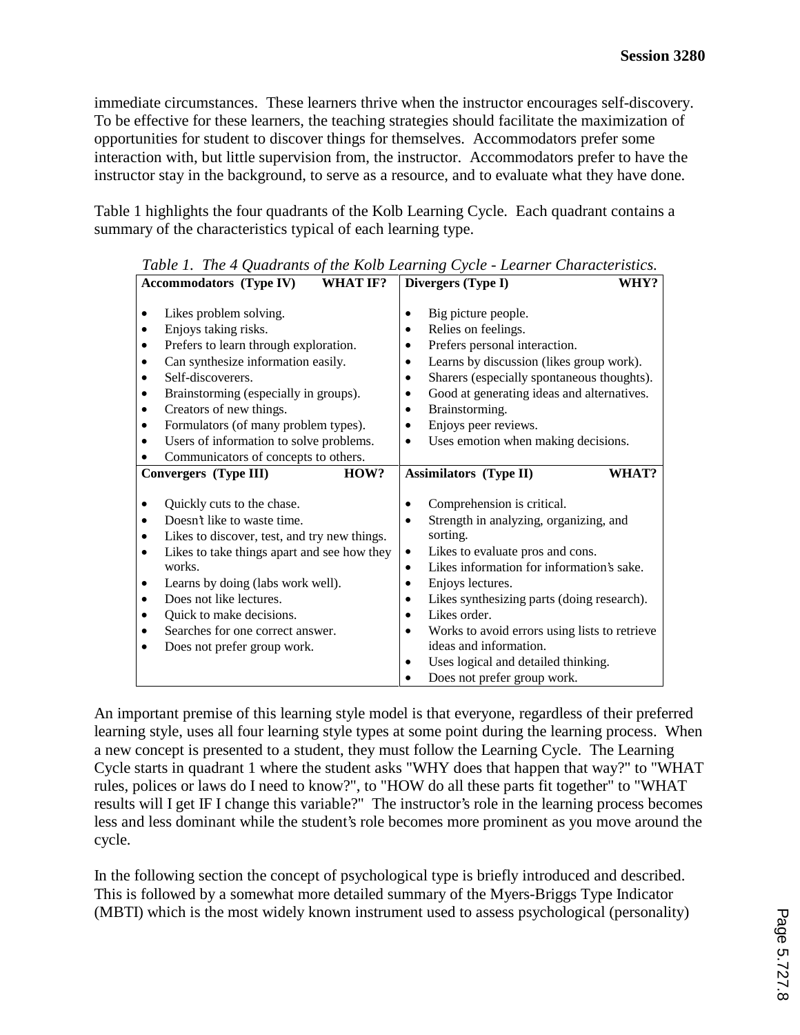immediate circumstances. These learners thrive when the instructor encourages self-discovery. To be effective for these learners, the teaching strategies should facilitate the maximization of opportunities for student to discover things for themselves. Accommodators prefer some interaction with, but little supervision from, the instructor. Accommodators prefer to have the instructor stay in the background, to serve as a resource, and to evaluate what they have done.

Table 1 highlights the four quadrants of the Kolb Learning Cycle. Each quadrant contains a summary of the characteristics typical of each learning type.

*Table 1. The 4 Quadrants of the Kolb Learning Cycle - Learner Characteristics.*

| **Accommodators (Type IV) WHAT IF?** | **Divergers (Type I) WHY?** |
|---|---|
| • Likes problem solving.<br>• Enjoys taking risks.<br>• Prefers to learn through exploration.<br>• Can synthesize information easily.<br>• Self-discoverers.<br>• Brainstorming (especially in groups).<br>• Creators of new things.<br>• Formulators (of many problem types).<br>• Users of information to solve problems.<br>• Communicators of concepts to others. | • Big picture people.<br>• Relies on feelings.<br>• Prefers personal interaction.<br>• Learns by discussion (likes group work).<br>• Sharers (especially spontaneous thoughts).<br>• Good at generating ideas and alternatives.<br>• Brainstorming.<br>• Enjoys peer reviews.<br>• Uses emotion when making decisions. |
| **Convergers (Type III) HOW?** | **Assimilators (Type II) WHAT?** |
| • Quickly cuts to the chase.<br>• Doesn't like to waste time.<br>• Likes to discover, test, and try new things.<br>• Likes to take things apart and see how they works.<br>• Learns by doing (labs work well).<br>• Does not like lectures.<br>• Quick to make decisions.<br>• Searches for one correct answer.<br>• Does not prefer group work. | • Comprehension is critical.<br>• Strength in analyzing, organizing, and sorting.<br>• Likes to evaluate pros and cons.<br>• Likes information for information's sake.<br>• Enjoys lectures.<br>• Likes synthesizing parts (doing research).<br>• Likes order.<br>• Works to avoid errors using lists to retrieve ideas and information.<br>• Uses logical and detailed thinking.<br>• Does not prefer group work. |

An important premise of this learning style model is that everyone, regardless of their preferred learning style, uses all four learning style types at some point during the learning process. When a new concept is presented to a student, they must follow the Learning Cycle. The Learning Cycle starts in quadrant 1 where the student asks "WHY does that happen that way?" to "WHAT rules, polices or laws do I need to know?", to "HOW do all these parts fit together" to "WHAT results will I get IF I change this variable?" The instructor's role in the learning process becomes less and less dominant while the student's role becomes more prominent as you move around the cycle.

In the following section the concept of psychological type is briefly introduced and described. This is followed by a somewhat more detailed summary of the Myers-Briggs Type Indicator (MBTI) which is the most widely known instrument used to assess psychological (personality)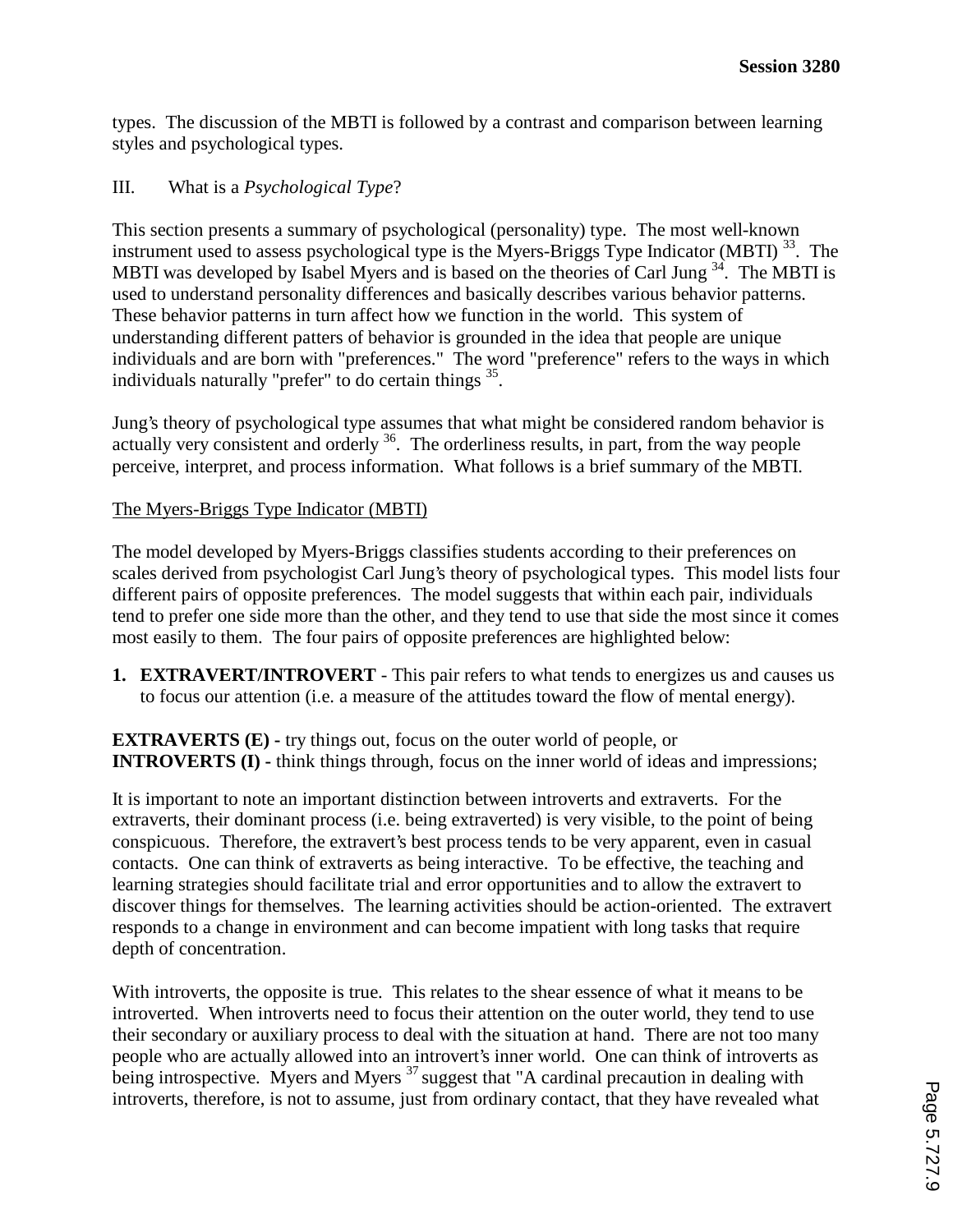types. The discussion of the MBTI is followed by a contrast and comparison between learning styles and psychological types.

## III. What is a *Psychological Type*?

This section presents a summary of psychological (personality) type. The most well-known instrument used to assess psychological type is the Myers-Briggs Type Indicator (MBTI) [33]. The MBTI was developed by Isabel Myers and is based on the theories of Carl Jung [34]. The MBTI is used to understand personality differences and basically describes various behavior patterns. These behavior patterns in turn affect how we function in the world. This system of understanding different patters of behavior is grounded in the idea that people are unique individuals and are born with "preferences." The word "preference" refers to the ways in which individuals naturally "prefer" to do certain things [35].

Jung's theory of psychological type assumes that what might be considered random behavior is actually very consistent and orderly [36]. The orderliness results, in part, from the way people perceive, interpret, and process information. What follows is a brief summary of the MBTI.

### The Myers-Briggs Type Indicator (MBTI)

The model developed by Myers-Briggs classifies students according to their preferences on scales derived from psychologist Carl Jung's theory of psychological types. This model lists four different pairs of opposite preferences. The model suggests that within each pair, individuals tend to prefer one side more than the other, and they tend to use that side the most since it comes most easily to them. The four pairs of opposite preferences are highlighted below:

1. **EXTRAVERT/INTROVERT** - This pair refers to what tends to energizes us and causes us to focus our attention (i.e. a measure of the attitudes toward the flow of mental energy).

**EXTRAVERTS (E) -** try things out, focus on the outer world of people, or
**INTROVERTS (I) -** think things through, focus on the inner world of ideas and impressions;

It is important to note an important distinction between introverts and extraverts. For the extraverts, their dominant process (i.e. being extraverted) is very visible, to the point of being conspicuous. Therefore, the extravert's best process tends to be very apparent, even in casual contacts. One can think of extraverts as being interactive. To be effective, the teaching and learning strategies should facilitate trial and error opportunities and to allow the extravert to discover things for themselves. The learning activities should be action-oriented. The extravert responds to a change in environment and can become impatient with long tasks that require depth of concentration.

With introverts, the opposite is true. This relates to the shear essence of what it means to be introverted. When introverts need to focus their attention on the outer world, they tend to use their secondary or auxiliary process to deal with the situation at hand. There are not too many people who are actually allowed into an introvert's inner world. One can think of introverts as being introspective. Myers and Myers [37] suggest that "A cardinal precaution in dealing with introverts, therefore, is not to assume, just from ordinary contact, that they have revealed what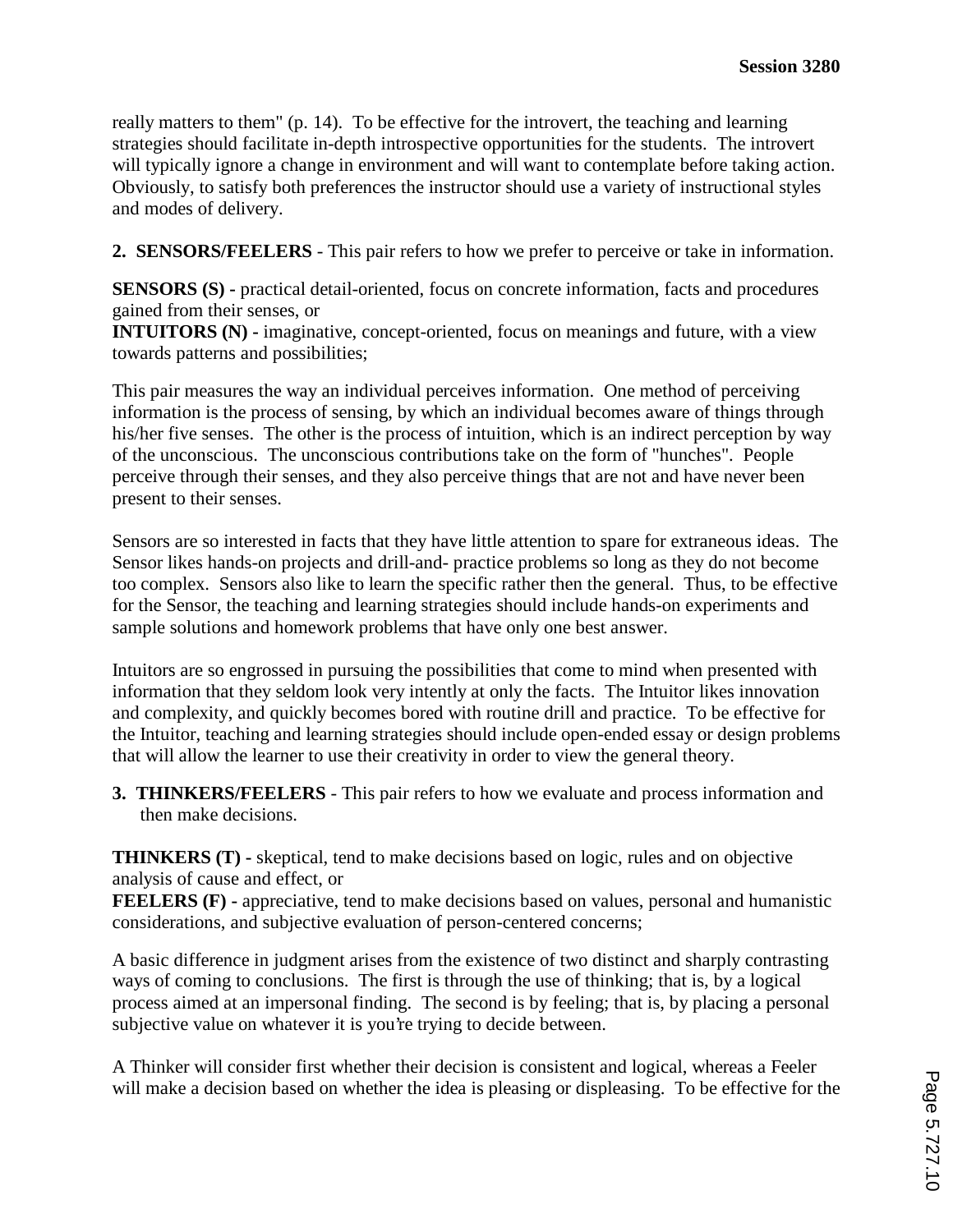really matters to them" (p. 14). To be effective for the introvert, the teaching and learning strategies should facilitate in-depth introspective opportunities for the students. The introvert will typically ignore a change in environment and will want to contemplate before taking action. Obviously, to satisfy both preferences the instructor should use a variety of instructional styles and modes of delivery.

**2. SENSORS/FEELERS** - This pair refers to how we prefer to perceive or take in information.

**SENSORS (S) -** practical detail-oriented, focus on concrete information, facts and procedures gained from their senses, or
**INTUITORS (N) -** imaginative, concept-oriented, focus on meanings and future, with a view towards patterns and possibilities;

This pair measures the way an individual perceives information. One method of perceiving information is the process of sensing, by which an individual becomes aware of things through his/her five senses. The other is the process of intuition, which is an indirect perception by way of the unconscious. The unconscious contributions take on the form of "hunches". People perceive through their senses, and they also perceive things that are not and have never been present to their senses.

Sensors are so interested in facts that they have little attention to spare for extraneous ideas. The Sensor likes hands-on projects and drill-and- practice problems so long as they do not become too complex. Sensors also like to learn the specific rather then the general. Thus, to be effective for the Sensor, the teaching and learning strategies should include hands-on experiments and sample solutions and homework problems that have only one best answer.

Intuitors are so engrossed in pursuing the possibilities that come to mind when presented with information that they seldom look very intently at only the facts. The Intuitor likes innovation and complexity, and quickly becomes bored with routine drill and practice. To be effective for the Intuitor, teaching and learning strategies should include open-ended essay or design problems that will allow the learner to use their creativity in order to view the general theory.

**3. THINKERS/FEELERS** - This pair refers to how we evaluate and process information and then make decisions.

**THINKERS (T) -** skeptical, tend to make decisions based on logic, rules and on objective analysis of cause and effect, or
**FEELERS (F) -** appreciative, tend to make decisions based on values, personal and humanistic considerations, and subjective evaluation of person-centered concerns;

A basic difference in judgment arises from the existence of two distinct and sharply contrasting ways of coming to conclusions. The first is through the use of thinking; that is, by a logical process aimed at an impersonal finding. The second is by feeling; that is, by placing a personal subjective value on whatever it is you're trying to decide between.

A Thinker will consider first whether their decision is consistent and logical, whereas a Feeler will make a decision based on whether the idea is pleasing or displeasing. To be effective for the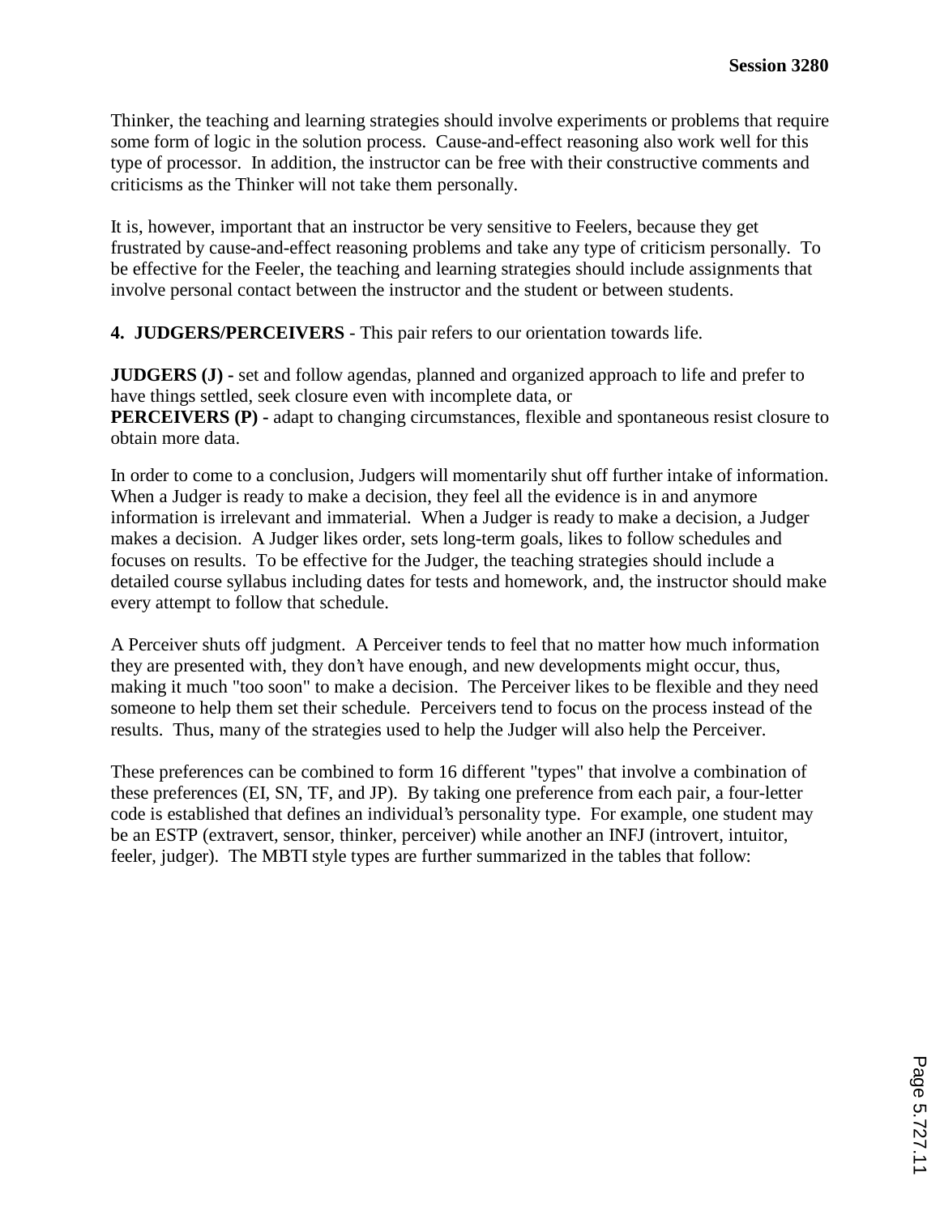Thinker, the teaching and learning strategies should involve experiments or problems that require some form of logic in the solution process. Cause-and-effect reasoning also work well for this type of processor. In addition, the instructor can be free with their constructive comments and criticisms as the Thinker will not take them personally.

It is, however, important that an instructor be very sensitive to Feelers, because they get frustrated by cause-and-effect reasoning problems and take any type of criticism personally. To be effective for the Feeler, the teaching and learning strategies should include assignments that involve personal contact between the instructor and the student or between students.

**4. JUDGERS/PERCEIVERS** - This pair refers to our orientation towards life.

**JUDGERS (J) -** set and follow agendas, planned and organized approach to life and prefer to have things settled, seek closure even with incomplete data, or
**PERCEIVERS (P) -** adapt to changing circumstances, flexible and spontaneous resist closure to obtain more data.

In order to come to a conclusion, Judgers will momentarily shut off further intake of information. When a Judger is ready to make a decision, they feel all the evidence is in and anymore information is irrelevant and immaterial. When a Judger is ready to make a decision, a Judger makes a decision. A Judger likes order, sets long-term goals, likes to follow schedules and focuses on results. To be effective for the Judger, the teaching strategies should include a detailed course syllabus including dates for tests and homework, and, the instructor should make every attempt to follow that schedule.

A Perceiver shuts off judgment. A Perceiver tends to feel that no matter how much information they are presented with, they don't have enough, and new developments might occur, thus, making it much "too soon" to make a decision. The Perceiver likes to be flexible and they need someone to help them set their schedule. Perceivers tend to focus on the process instead of the results. Thus, many of the strategies used to help the Judger will also help the Perceiver.

These preferences can be combined to form 16 different "types" that involve a combination of these preferences (EI, SN, TF, and JP). By taking one preference from each pair, a four-letter code is established that defines an individual's personality type. For example, one student may be an ESTP (extravert, sensor, thinker, perceiver) while another an INFJ (introvert, intuitor, feeler, judger). The MBTI style types are further summarized in the tables that follow: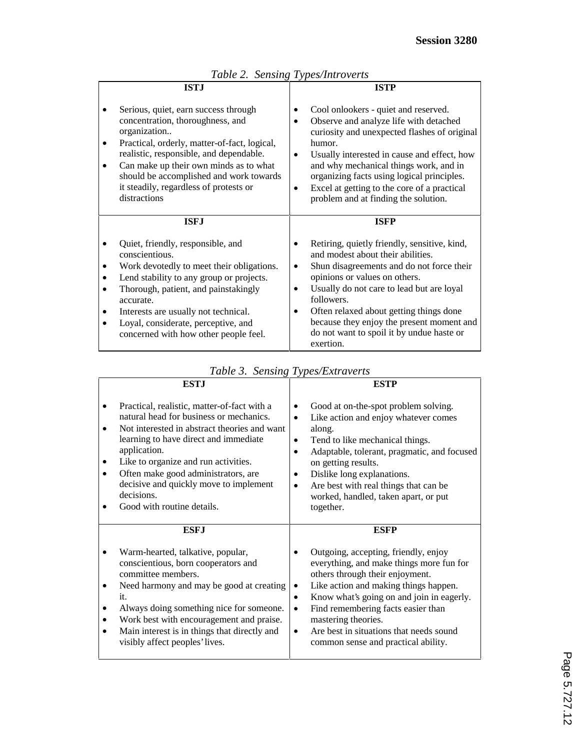*Table 2. Sensing Types/Introverts*

| ISTJ | ISTP |
|---|---|
| • Serious, quiet, earn success through concentration, thoroughness, and organization..<br>• Practical, orderly, matter-of-fact, logical, realistic, responsible, and dependable.<br>• Can make up their own minds as to what should be accomplished and work towards it steadily, regardless of protests or distractions | • Cool onlookers - quiet and reserved.<br>• Observe and analyze life with detached curiosity and unexpected flashes of original humor.<br>• Usually interested in cause and effect, how and why mechanical things work, and in organizing facts using logical principles.<br>• Excel at getting to the core of a practical problem and at finding the solution. |
| **ISFJ** | **ISFP** |
| • Quiet, friendly, responsible, and conscientious.<br>• Work devotedly to meet their obligations.<br>• Lend stability to any group or projects.<br>• Thorough, patient, and painstakingly accurate.<br>• Interests are usually not technical.<br>• Loyal, considerate, perceptive, and concerned with how other people feel. | • Retiring, quietly friendly, sensitive, kind, and modest about their abilities.<br>• Shun disagreements and do not force their opinions or values on others.<br>• Usually do not care to lead but are loyal followers.<br>• Often relaxed about getting things done because they enjoy the present moment and do not want to spoil it by undue haste or exertion. |

*Table 3. Sensing Types/Extraverts*

| ESTJ | ESTP |
|---|---|
| • Practical, realistic, matter-of-fact with a natural head for business or mechanics.<br>• Not interested in abstract theories and want learning to have direct and immediate application.<br>• Like to organize and run activities.<br>• Often make good administrators, are decisive and quickly move to implement decisions.<br>• Good with routine details. | • Good at on-the-spot problem solving.<br>• Like action and enjoy whatever comes along.<br>• Tend to like mechanical things.<br>• Adaptable, tolerant, pragmatic, and focused on getting results.<br>• Dislike long explanations.<br>• Are best with real things that can be worked, handled, taken apart, or put together. |
| **ESFJ** | **ESFP** |
| • Warm-hearted, talkative, popular, conscientious, born cooperators and committee members.<br>• Need harmony and may be good at creating it.<br>• Always doing something nice for someone.<br>• Work best with encouragement and praise.<br>• Main interest is in things that directly and visibly affect peoples' lives. | • Outgoing, accepting, friendly, enjoy everything, and make things more fun for others through their enjoyment.<br>• Like action and making things happen.<br>• Know what's going on and join in eagerly.<br>• Find remembering facts easier than mastering theories.<br>• Are best in situations that needs sound common sense and practical ability. |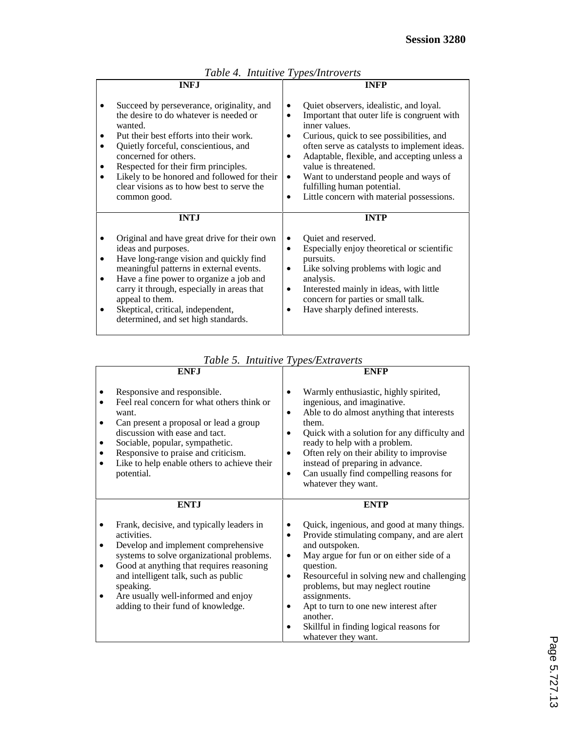*Table 4. Intuitive Types/Introverts*

| INFJ | INFP |
|---|---|
| • Succeed by perseverance, originality, and the desire to do whatever is needed or wanted.<br>• Put their best efforts into their work.<br>• Quietly forceful, conscientious, and concerned for others.<br>• Respected for their firm principles.<br>• Likely to be honored and followed for their clear visions as to how best to serve the common good. | • Quiet observers, idealistic, and loyal.<br>• Important that outer life is congruent with inner values.<br>• Curious, quick to see possibilities, and often serve as catalysts to implement ideas.<br>• Adaptable, flexible, and accepting unless a value is threatened.<br>• Want to understand people and ways of fulfilling human potential.<br>• Little concern with material possessions. |
| **INTJ** | **INTP** |
| • Original and have great drive for their own ideas and purposes.<br>• Have long-range vision and quickly find meaningful patterns in external events.<br>• Have a fine power to organize a job and carry it through, especially in areas that appeal to them.<br>• Skeptical, critical, independent, determined, and set high standards. | • Quiet and reserved.<br>• Especially enjoy theoretical or scientific pursuits.<br>• Like solving problems with logic and analysis.<br>• Interested mainly in ideas, with little concern for parties or small talk.<br>• Have sharply defined interests. |

*Table 5. Intuitive Types/Extraverts*

| ENFJ | ENFP |
|---|---|
| • Responsive and responsible.<br>• Feel real concern for what others think or want.<br>• Can present a proposal or lead a group discussion with ease and tact.<br>• Sociable, popular, sympathetic.<br>• Responsive to praise and criticism.<br>• Like to help enable others to achieve their potential. | • Warmly enthusiastic, highly spirited, ingenious, and imaginative.<br>• Able to do almost anything that interests them.<br>• Quick with a solution for any difficulty and ready to help with a problem.<br>• Often rely on their ability to improvise instead of preparing in advance.<br>• Can usually find compelling reasons for whatever they want. |
| **ENTJ** | **ENTP** |
| • Frank, decisive, and typically leaders in activities.<br>• Develop and implement comprehensive systems to solve organizational problems.<br>• Good at anything that requires reasoning and intelligent talk, such as public speaking.<br>• Are usually well-informed and enjoy adding to their fund of knowledge. | • Quick, ingenious, and good at many things.<br>• Provide stimulating company, and are alert and outspoken.<br>• May argue for fun or on either side of a question.<br>• Resourceful in solving new and challenging problems, but may neglect routine assignments.<br>• Apt to turn to one new interest after another.<br>• Skillful in finding logical reasons for whatever they want. |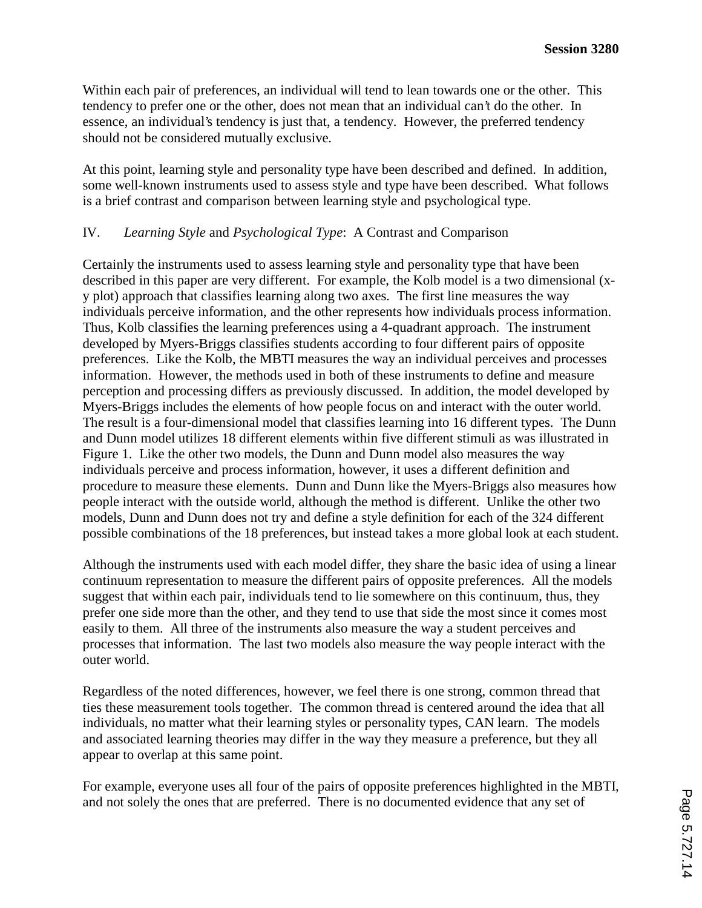Within each pair of preferences, an individual will tend to lean towards one or the other. This tendency to prefer one or the other, does not mean that an individual can't do the other. In essence, an individual's tendency is just that, a tendency. However, the preferred tendency should not be considered mutually exclusive.

At this point, learning style and personality type have been described and defined. In addition, some well-known instruments used to assess style and type have been described. What follows is a brief contrast and comparison between learning style and psychological type.

## IV. *Learning Style* and *Psychological Type*: A Contrast and Comparison

Certainly the instruments used to assess learning style and personality type that have been described in this paper are very different. For example, the Kolb model is a two dimensional (x-y plot) approach that classifies learning along two axes. The first line measures the way individuals perceive information, and the other represents how individuals process information. Thus, Kolb classifies the learning preferences using a 4-quadrant approach. The instrument developed by Myers-Briggs classifies students according to four different pairs of opposite preferences. Like the Kolb, the MBTI measures the way an individual perceives and processes information. However, the methods used in both of these instruments to define and measure perception and processing differs as previously discussed. In addition, the model developed by Myers-Briggs includes the elements of how people focus on and interact with the outer world. The result is a four-dimensional model that classifies learning into 16 different types. The Dunn and Dunn model utilizes 18 different elements within five different stimuli as was illustrated in Figure 1. Like the other two models, the Dunn and Dunn model also measures the way individuals perceive and process information, however, it uses a different definition and procedure to measure these elements. Dunn and Dunn like the Myers-Briggs also measures how people interact with the outside world, although the method is different. Unlike the other two models, Dunn and Dunn does not try and define a style definition for each of the 324 different possible combinations of the 18 preferences, but instead takes a more global look at each student.

Although the instruments used with each model differ, they share the basic idea of using a linear continuum representation to measure the different pairs of opposite preferences. All the models suggest that within each pair, individuals tend to lie somewhere on this continuum, thus, they prefer one side more than the other, and they tend to use that side the most since it comes most easily to them. All three of the instruments also measure the way a student perceives and processes that information. The last two models also measure the way people interact with the outer world.

Regardless of the noted differences, however, we feel there is one strong, common thread that ties these measurement tools together. The common thread is centered around the idea that all individuals, no matter what their learning styles or personality types, CAN learn. The models and associated learning theories may differ in the way they measure a preference, but they all appear to overlap at this same point.

For example, everyone uses all four of the pairs of opposite preferences highlighted in the MBTI, and not solely the ones that are preferred. There is no documented evidence that any set of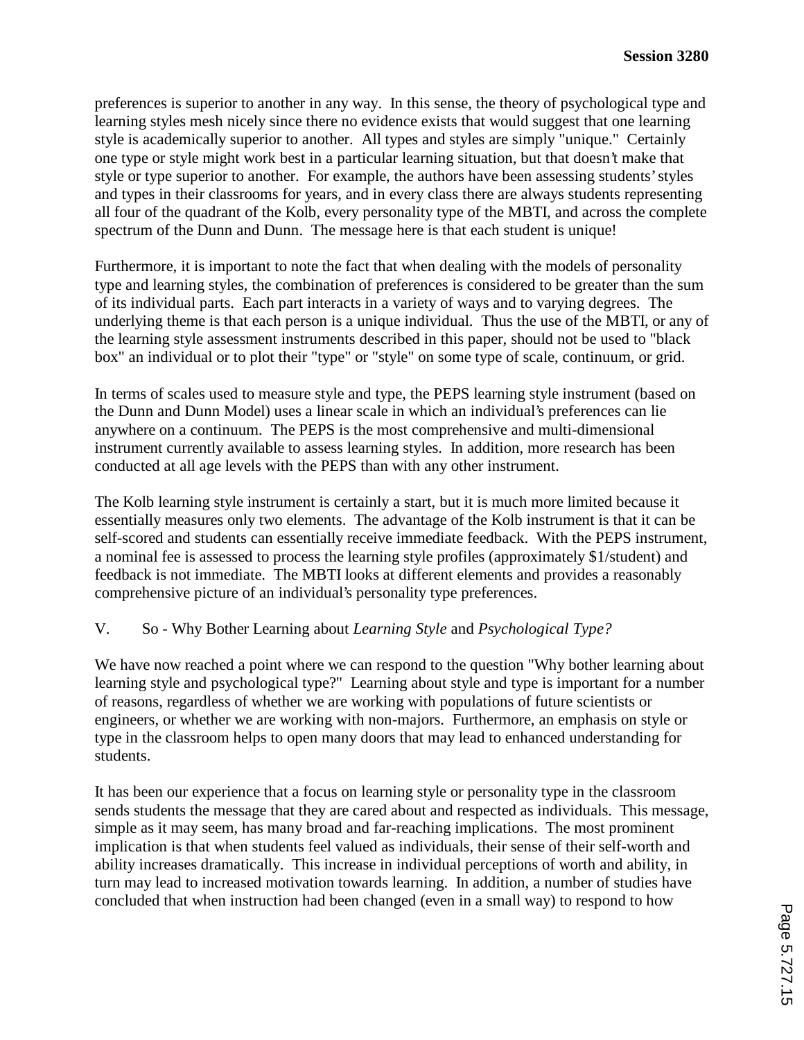preferences is superior to another in any way. In this sense, the theory of psychological type and learning styles mesh nicely since there no evidence exists that would suggest that one learning style is academically superior to another. All types and styles are simply "unique." Certainly one type or style might work best in a particular learning situation, but that doesn't make that style or type superior to another. For example, the authors have been assessing students' styles and types in their classrooms for years, and in every class there are always students representing all four of the quadrant of the Kolb, every personality type of the MBTI, and across the complete spectrum of the Dunn and Dunn. The message here is that each student is unique!

Furthermore, it is important to note the fact that when dealing with the models of personality type and learning styles, the combination of preferences is considered to be greater than the sum of its individual parts. Each part interacts in a variety of ways and to varying degrees. The underlying theme is that each person is a unique individual. Thus the use of the MBTI, or any of the learning style assessment instruments described in this paper, should not be used to "black box" an individual or to plot their "type" or "style" on some type of scale, continuum, or grid.

In terms of scales used to measure style and type, the PEPS learning style instrument (based on the Dunn and Dunn Model) uses a linear scale in which an individual's preferences can lie anywhere on a continuum. The PEPS is the most comprehensive and multi-dimensional instrument currently available to assess learning styles. In addition, more research has been conducted at all age levels with the PEPS than with any other instrument.

The Kolb learning style instrument is certainly a start, but it is much more limited because it essentially measures only two elements. The advantage of the Kolb instrument is that it can be self-scored and students can essentially receive immediate feedback. With the PEPS instrument, a nominal fee is assessed to process the learning style profiles (approximately $1/student) and feedback is not immediate. The MBTI looks at different elements and provides a reasonably comprehensive picture of an individual's personality type preferences.

## V. So - Why Bother Learning about *Learning Style* and *Psychological Type?*

We have now reached a point where we can respond to the question "Why bother learning about learning style and psychological type?" Learning about style and type is important for a number of reasons, regardless of whether we are working with populations of future scientists or engineers, or whether we are working with non-majors. Furthermore, an emphasis on style or type in the classroom helps to open many doors that may lead to enhanced understanding for students.

It has been our experience that a focus on learning style or personality type in the classroom sends students the message that they are cared about and respected as individuals. This message, simple as it may seem, has many broad and far-reaching implications. The most prominent implication is that when students feel valued as individuals, their sense of their self-worth and ability increases dramatically. This increase in individual perceptions of worth and ability, in turn may lead to increased motivation towards learning. In addition, a number of studies have concluded that when instruction had been changed (even in a small way) to respond to how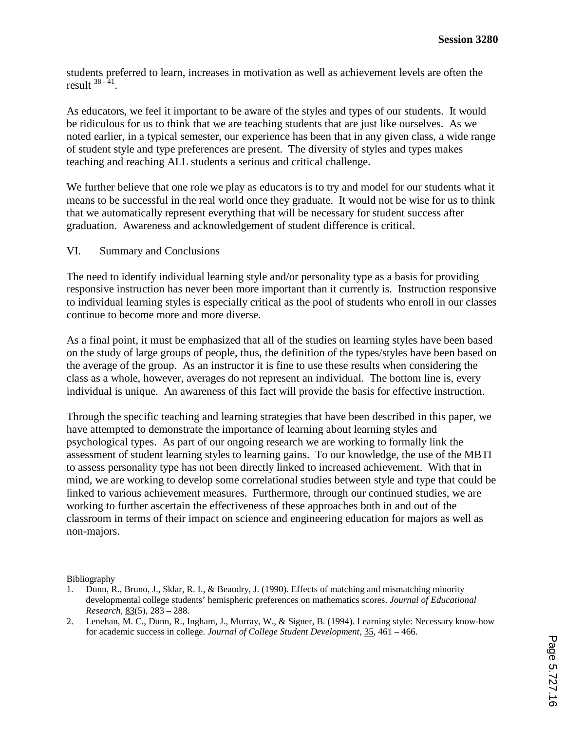students preferred to learn, increases in motivation as well as achievement levels are often the result [38 - 41].

As educators, we feel it important to be aware of the styles and types of our students. It would be ridiculous for us to think that we are teaching students that are just like ourselves. As we noted earlier, in a typical semester, our experience has been that in any given class, a wide range of student style and type preferences are present. The diversity of styles and types makes teaching and reaching ALL students a serious and critical challenge.

We further believe that one role we play as educators is to try and model for our students what it means to be successful in the real world once they graduate. It would not be wise for us to think that we automatically represent everything that will be necessary for student success after graduation. Awareness and acknowledgement of student difference is critical.

## VI. Summary and Conclusions

The need to identify individual learning style and/or personality type as a basis for providing responsive instruction has never been more important than it currently is. Instruction responsive to individual learning styles is especially critical as the pool of students who enroll in our classes continue to become more and more diverse.

As a final point, it must be emphasized that all of the studies on learning styles have been based on the study of large groups of people, thus, the definition of the types/styles have been based on the average of the group. As an instructor it is fine to use these results when considering the class as a whole, however, averages do not represent an individual. The bottom line is, every individual is unique. An awareness of this fact will provide the basis for effective instruction.

Through the specific teaching and learning strategies that have been described in this paper, we have attempted to demonstrate the importance of learning about learning styles and psychological types. As part of our ongoing research we are working to formally link the assessment of student learning styles to learning gains. To our knowledge, the use of the MBTI to assess personality type has not been directly linked to increased achievement. With that in mind, we are working to develop some correlational studies between style and type that could be linked to various achievement measures. Furthermore, through our continued studies, we are working to further ascertain the effectiveness of these approaches both in and out of the classroom in terms of their impact on science and engineering education for majors as well as non-majors.

Bibliography

1. Dunn, R., Bruno, J., Sklar, R. I., & Beaudry, J. (1990). Effects of matching and mismatching minority developmental college students' hemispheric preferences on mathematics scores. *Journal of Educational Research*, 83(5), 283 – 288.
2. Lenehan, M. C., Dunn, R., Ingham, J., Murray, W., & Signer, B. (1994). Learning style: Necessary know-how for academic success in college. *Journal of College Student Development*, 35, 461 – 466.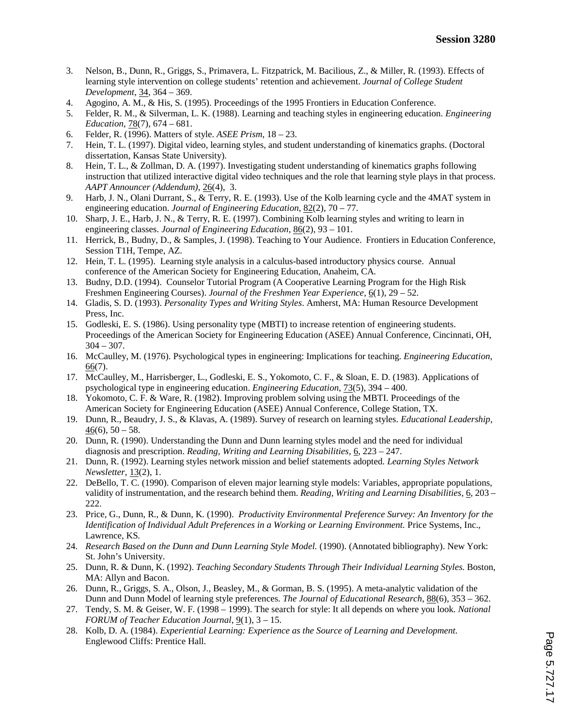3. Nelson, B., Dunn, R., Griggs, S., Primavera, L. Fitzpatrick, M. Bacilious, Z., & Miller, R. (1993). Effects of learning style intervention on college students' retention and achievement. *Journal of College Student Development*, 34, 364 – 369.
4. Agogino, A. M., & His, S. (1995). Proceedings of the 1995 Frontiers in Education Conference.
5. Felder, R. M., & Silverman, L. K. (1988). Learning and teaching styles in engineering education. *Engineering Education*, 78(7), 674 – 681.
6. Felder, R. (1996). Matters of style. *ASEE Prism*, 18 – 23.
7. Hein, T. L. (1997). Digital video, learning styles, and student understanding of kinematics graphs. (Doctoral dissertation, Kansas State University).
8. Hein, T. L., & Zollman, D. A. (1997). Investigating student understanding of kinematics graphs following instruction that utilized interactive digital video techniques and the role that learning style plays in that process. *AAPT Announcer (Addendum)*, 26(4), 3.
9. Harb, J. N., Olani Durrant, S., & Terry, R. E. (1993). Use of the Kolb learning cycle and the 4MAT system in engineering education. *Journal of Engineering Education*, 82(2), 70 – 77.
10. Sharp, J. E., Harb, J. N., & Terry, R. E. (1997). Combining Kolb learning styles and writing to learn in engineering classes. *Journal of Engineering Education*, 86(2), 93 – 101.
11. Herrick, B., Budny, D., & Samples, J. (1998). Teaching to Your Audience. Frontiers in Education Conference, Session T1H, Tempe, AZ.
12. Hein, T. L. (1995). Learning style analysis in a calculus-based introductory physics course. Annual conference of the American Society for Engineering Education, Anaheim, CA.
13. Budny, D.D. (1994). Counselor Tutorial Program (A Cooperative Learning Program for the High Risk Freshmen Engineering Courses). *Journal of the Freshmen Year Experience*, 6(1), 29 – 52.
14. Gladis, S. D. (1993). *Personality Types and Writing Styles*. Amherst, MA: Human Resource Development Press, Inc.
15. Godleski, E. S. (1986). Using personality type (MBTI) to increase retention of engineering students. Proceedings of the American Society for Engineering Education (ASEE) Annual Conference, Cincinnati, OH, 304 – 307.
16. McCaulley, M. (1976). Psychological types in engineering: Implications for teaching. *Engineering Education*, 66(7).
17. McCaulley, M., Harrisberger, L., Godleski, E. S., Yokomoto, C. F., & Sloan, E. D. (1983). Applications of psychological type in engineering education. *Engineering Education*, 73(5), 394 – 400.
18. Yokomoto, C. F. & Ware, R. (1982). Improving problem solving using the MBTI. Proceedings of the American Society for Engineering Education (ASEE) Annual Conference, College Station, TX.
19. Dunn, R., Beaudry, J. S., & Klavas, A. (1989). Survey of research on learning styles. *Educational Leadership*, 46(6), 50 – 58.
20. Dunn, R. (1990). Understanding the Dunn and Dunn learning styles model and the need for individual diagnosis and prescription. *Reading, Writing and Learning Disabilities*, 6, 223 – 247.
21. Dunn, R. (1992). Learning styles network mission and belief statements adopted. *Learning Styles Network Newsletter*, 13(2), 1.
22. DeBello, T. C. (1990). Comparison of eleven major learning style models: Variables, appropriate populations, validity of instrumentation, and the research behind them. *Reading, Writing and Learning Disabilities*, 6, 203 – 222.
23. Price, G., Dunn, R., & Dunn, K. (1990). *Productivity Environmental Preference Survey: An Inventory for the Identification of Individual Adult Preferences in a Working or Learning Environment.* Price Systems, Inc., Lawrence, KS.
24. *Research Based on the Dunn and Dunn Learning Style Model.* (1990). (Annotated bibliography). New York: St. John's University.
25. Dunn, R. & Dunn, K. (1992). *Teaching Secondary Students Through Their Individual Learning Styles.* Boston, MA: Allyn and Bacon.
26. Dunn, R., Griggs, S. A., Olson, J., Beasley, M., & Gorman, B. S. (1995). A meta-analytic validation of the Dunn and Dunn Model of learning style preferences. *The Journal of Educational Research*, 88(6), 353 – 362.
27. Tendy, S. M. & Geiser, W. F. (1998 – 1999). The search for style: It all depends on where you look. *National FORUM of Teacher Education Journal*, 9(1), 3 – 15.
28. Kolb, D. A. (1984). *Experiential Learning: Experience as the Source of Learning and Development.* Englewood Cliffs: Prentice Hall.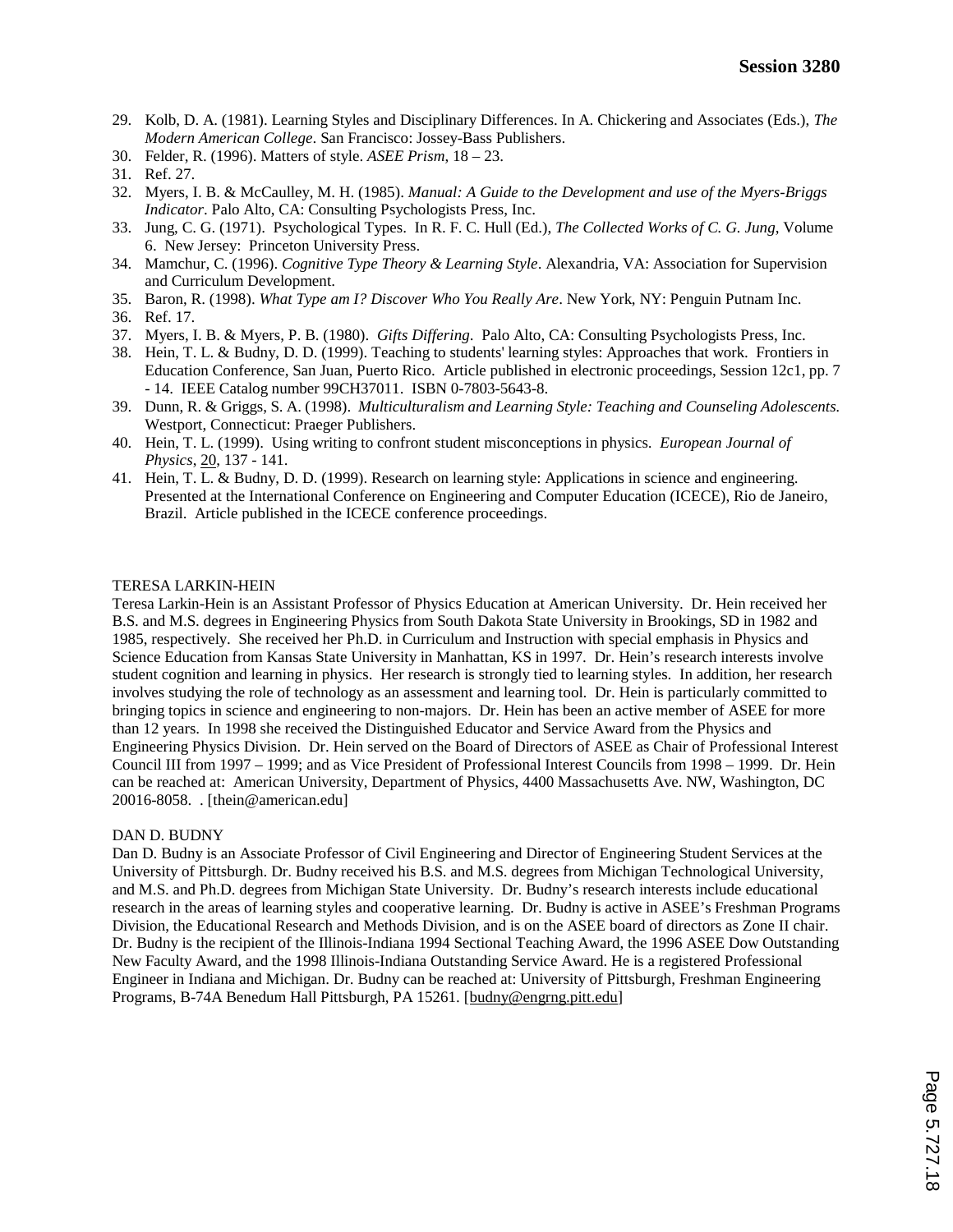29. Kolb, D. A. (1981). Learning Styles and Disciplinary Differences. In A. Chickering and Associates (Eds.), *The Modern American College*. San Francisco: Jossey-Bass Publishers.
30. Felder, R. (1996). Matters of style. *ASEE Prism*, 18 – 23.
31. Ref. 27.
32. Myers, I. B. & McCaulley, M. H. (1985). *Manual: A Guide to the Development and use of the Myers-Briggs Indicator*. Palo Alto, CA: Consulting Psychologists Press, Inc.
33. Jung, C. G. (1971). Psychological Types. In R. F. C. Hull (Ed.), *The Collected Works of C. G. Jung*, Volume 6. New Jersey: Princeton University Press.
34. Mamchur, C. (1996). *Cognitive Type Theory & Learning Style*. Alexandria, VA: Association for Supervision and Curriculum Development.
35. Baron, R. (1998). *What Type am I? Discover Who You Really Are*. New York, NY: Penguin Putnam Inc.
36. Ref. 17.
37. Myers, I. B. & Myers, P. B. (1980). *Gifts Differing*. Palo Alto, CA: Consulting Psychologists Press, Inc.
38. Hein, T. L. & Budny, D. D. (1999). Teaching to students' learning styles: Approaches that work. Frontiers in Education Conference, San Juan, Puerto Rico. Article published in electronic proceedings, Session 12c1, pp. 7 - 14. IEEE Catalog number 99CH37011. ISBN 0-7803-5643-8.
39. Dunn, R. & Griggs, S. A. (1998). *Multiculturalism and Learning Style: Teaching and Counseling Adolescents.* Westport, Connecticut: Praeger Publishers.
40. Hein, T. L. (1999). Using writing to confront student misconceptions in physics. *European Journal of Physics*, 20, 137 - 141.
41. Hein, T. L. & Budny, D. D. (1999). Research on learning style: Applications in science and engineering. Presented at the International Conference on Engineering and Computer Education (ICECE), Rio de Janeiro, Brazil. Article published in the ICECE conference proceedings.

TERESA LARKIN-HEIN

Teresa Larkin-Hein is an Assistant Professor of Physics Education at American University. Dr. Hein received her B.S. and M.S. degrees in Engineering Physics from South Dakota State University in Brookings, SD in 1982 and 1985, respectively. She received her Ph.D. in Curriculum and Instruction with special emphasis in Physics and Science Education from Kansas State University in Manhattan, KS in 1997. Dr. Hein's research interests involve student cognition and learning in physics. Her research is strongly tied to learning styles. In addition, her research involves studying the role of technology as an assessment and learning tool. Dr. Hein is particularly committed to bringing topics in science and engineering to non-majors. Dr. Hein has been an active member of ASEE for more than 12 years. In 1998 she received the Distinguished Educator and Service Award from the Physics and Engineering Physics Division. Dr. Hein served on the Board of Directors of ASEE as Chair of Professional Interest Council III from 1997 – 1999; and as Vice President of Professional Interest Councils from 1998 – 1999. Dr. Hein can be reached at: American University, Department of Physics, 4400 Massachusetts Ave. NW, Washington, DC 20016-8058. . [thein@american.edu]

DAN D. BUDNY

Dan D. Budny is an Associate Professor of Civil Engineering and Director of Engineering Student Services at the University of Pittsburgh. Dr. Budny received his B.S. and M.S. degrees from Michigan Technological University, and M.S. and Ph.D. degrees from Michigan State University. Dr. Budny's research interests include educational research in the areas of learning styles and cooperative learning. Dr. Budny is active in ASEE's Freshman Programs Division, the Educational Research and Methods Division, and is on the ASEE board of directors as Zone II chair. Dr. Budny is the recipient of the Illinois-Indiana 1994 Sectional Teaching Award, the 1996 ASEE Dow Outstanding New Faculty Award, and the 1998 Illinois-Indiana Outstanding Service Award. He is a registered Professional Engineer in Indiana and Michigan. Dr. Budny can be reached at: University of Pittsburgh, Freshman Engineering Programs, B-74A Benedum Hall Pittsburgh, PA 15261. [budny@engrng.pitt.edu]